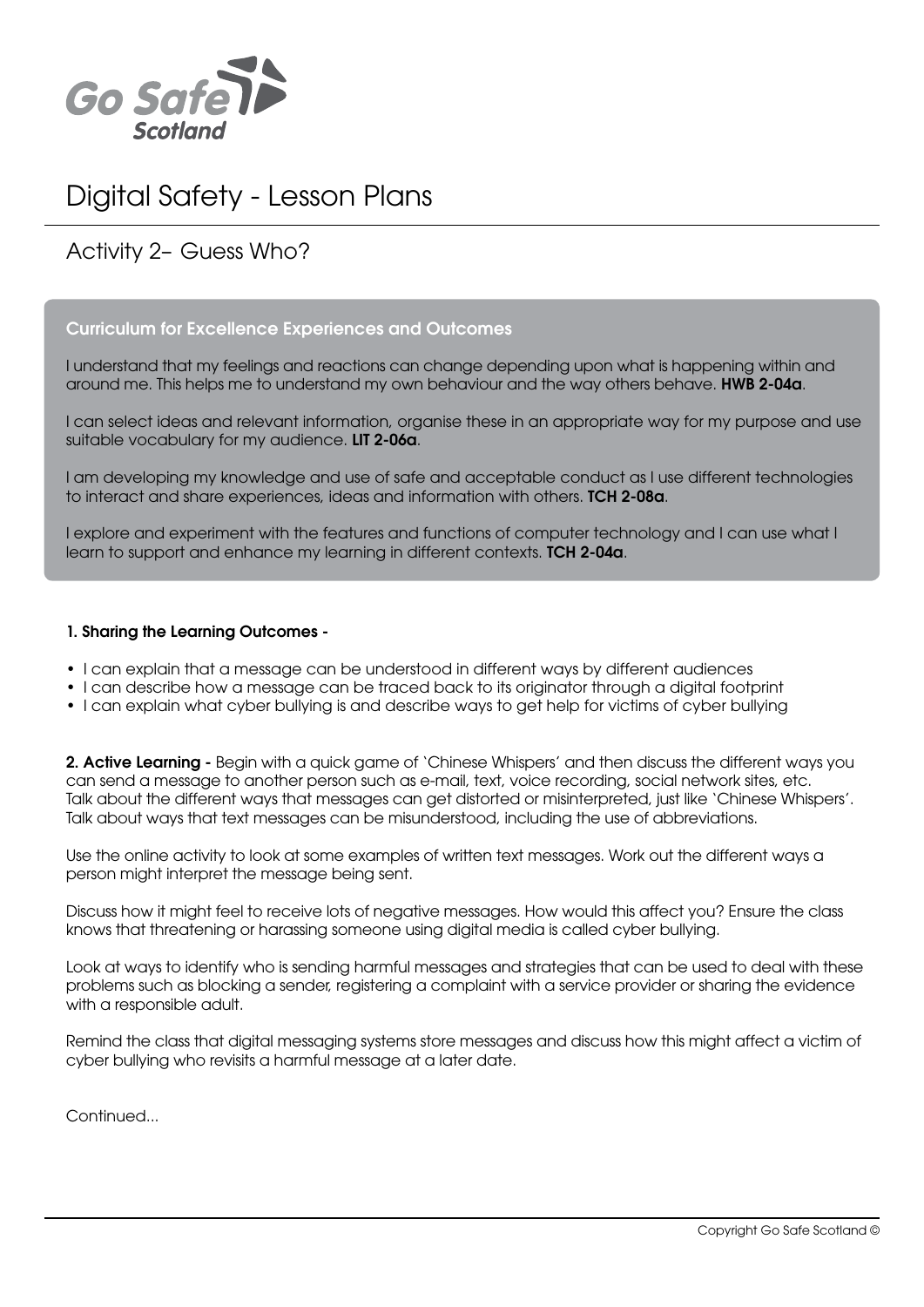# Digital Safety - Lesson Plans

## Activity 2– Guess Who?

**Curriculum for Excellence Experiences and Outcomes**

I understand that my feelings and reactions can change depending upon what is happening within and around me. This helps me to understand my own behaviour and the way others behave. **HWB 2-04a**.

I can select ideas and relevant information, organise these in an appropriate way for my purpose and use suitable vocabulary for my audience. **LIT 2-06a**.

I am developing my knowledge and use of safe and acceptable conduct as I use different technologies to interact and share experiences, ideas and information with others. **TCH 2-08a**.

I explore and experiment with the features and functions of computer technology and I can use what I learn to support and enhance my learning in different contexts. **TCH 2-04a**.

**1. Sharing the Learning Outcomes -**

- I can explain that a message can be understood in different ways by different audiences
- I can describe how a message can be traced back to its originator through a digital footprint
- I can explain what cyber bullying is and describe ways to get help for victims of cyber bullying

**2. Active Learning -** Begin with a quick game of 'Chinese Whispers' and then discuss the different ways you can send a message to another person such as e-mail, text, voice recording, social network sites, etc. Talk about the different ways that messages can get distorted or misinterpreted, just like 'Chinese Whispers'. Talk about ways that text messages can be misunderstood, including the use of abbreviations.

Use the online activity to look at some examples of written text messages. Work out the different ways a person might interpret the message being sent.

Discuss how it might feel to receive lots of negative messages. How would this affect you? Ensure the class knows that threatening or harassing someone using digital media is called cyber bullying.

Look at ways to identify who is sending harmful messages and strategies that can be used to deal with these problems such as blocking a sender, registering a complaint with a service provider or sharing the evidence with a responsible adult.

Remind the class that digital messaging systems store messages and discuss how this might affect a victim of cyber bullying who revisits a harmful message at a later date.

Continued...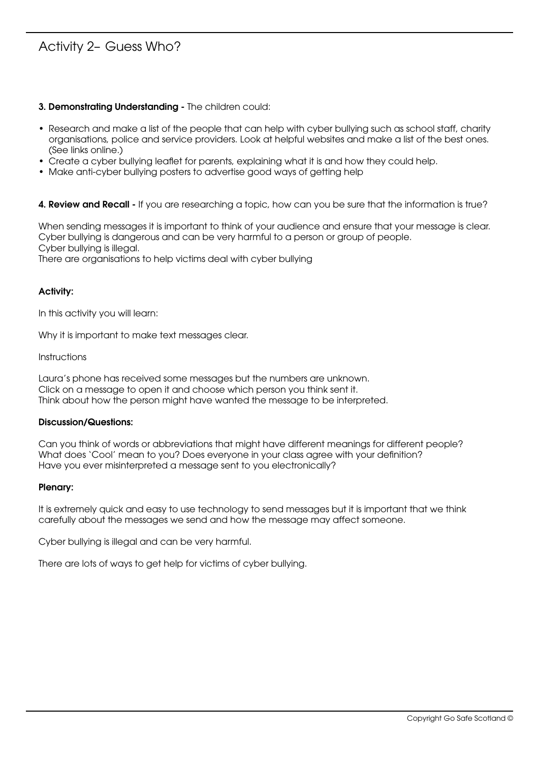## Activity 2– Guess Who?

**3. Demonstrating Understanding -** The children could:

- Research and make a list of the people that can help with cyber bullying such as school staff, charity organisations, police and service providers. Look at helpful websites and make a list of the best ones. (See links online.)
- Create a cyber bullying leaflet for parents, explaining what it is and how they could help.
- Make anti-cyber bullying posters to advertise good ways of getting help

**4. Review and Recall -** If you are researching a topic, how can you be sure that the information is true?

When sending messages it is important to think of your audience and ensure that your message is clear.
Cyber bullying is dangerous and can be very harmful to a person or group of people.
Cyber bullying is illegal.
There are organisations to help victims deal with cyber bullying

**Activity:**

In this activity you will learn:

Why it is important to make text messages clear.

Instructions

Laura's phone has received some messages but the numbers are unknown.
Click on a message to open it and choose which person you think sent it.
Think about how the person might have wanted the message to be interpreted.

**Discussion/Questions:**

Can you think of words or abbreviations that might have different meanings for different people?
What does 'Cool' mean to you? Does everyone in your class agree with your definition?
Have you ever misinterpreted a message sent to you electronically?

**Plenary:**

It is extremely quick and easy to use technology to send messages but it is important that we think carefully about the messages we send and how the message may affect someone.

Cyber bullying is illegal and can be very harmful.

There are lots of ways to get help for victims of cyber bullying.

Copyright Go Safe Scotland ©